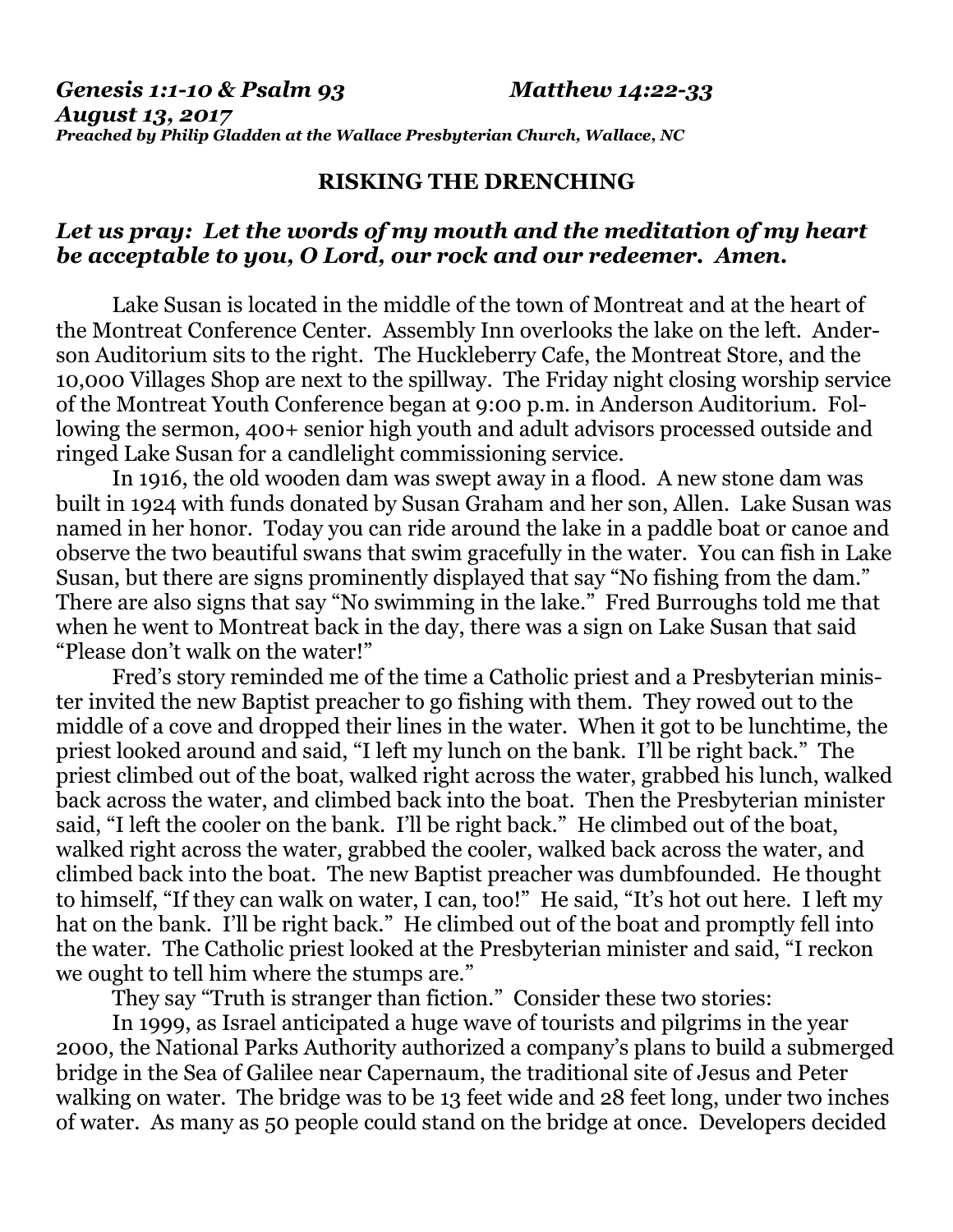*Genesis 1:1-10 & Psalm 93 Matthew 14:22-33*
*August 13, 2017*
***Preached by Philip Gladden at the Wallace Presbyterian Church, Wallace, NC***

**RISKING THE DRENCHING**

***Let us pray: Let the words of my mouth and the meditation of my heart be acceptable to you, O Lord, our rock and our redeemer. Amen.***

Lake Susan is located in the middle of the town of Montreat and at the heart of the Montreat Conference Center. Assembly Inn overlooks the lake on the left. Anderson Auditorium sits to the right. The Huckleberry Cafe, the Montreat Store, and the 10,000 Villages Shop are next to the spillway. The Friday night closing worship service of the Montreat Youth Conference began at 9:00 p.m. in Anderson Auditorium. Following the sermon, 400+ senior high youth and adult advisors processed outside and ringed Lake Susan for a candlelight commissioning service.

In 1916, the old wooden dam was swept away in a flood. A new stone dam was built in 1924 with funds donated by Susan Graham and her son, Allen. Lake Susan was named in her honor. Today you can ride around the lake in a paddle boat or canoe and observe the two beautiful swans that swim gracefully in the water. You can fish in Lake Susan, but there are signs prominently displayed that say "No fishing from the dam." There are also signs that say "No swimming in the lake." Fred Burroughs told me that when he went to Montreat back in the day, there was a sign on Lake Susan that said "Please don't walk on the water!"

Fred's story reminded me of the time a Catholic priest and a Presbyterian minister invited the new Baptist preacher to go fishing with them. They rowed out to the middle of a cove and dropped their lines in the water. When it got to be lunchtime, the priest looked around and said, "I left my lunch on the bank. I'll be right back." The priest climbed out of the boat, walked right across the water, grabbed his lunch, walked back across the water, and climbed back into the boat. Then the Presbyterian minister said, "I left the cooler on the bank. I'll be right back." He climbed out of the boat, walked right across the water, grabbed the cooler, walked back across the water, and climbed back into the boat. The new Baptist preacher was dumbfounded. He thought to himself, "If they can walk on water, I can, too!" He said, "It's hot out here. I left my hat on the bank. I'll be right back." He climbed out of the boat and promptly fell into the water. The Catholic priest looked at the Presbyterian minister and said, "I reckon we ought to tell him where the stumps are."

They say "Truth is stranger than fiction." Consider these two stories:

In 1999, as Israel anticipated a huge wave of tourists and pilgrims in the year 2000, the National Parks Authority authorized a company's plans to build a submerged bridge in the Sea of Galilee near Capernaum, the traditional site of Jesus and Peter walking on water. The bridge was to be 13 feet wide and 28 feet long, under two inches of water. As many as 50 people could stand on the bridge at once. Developers decided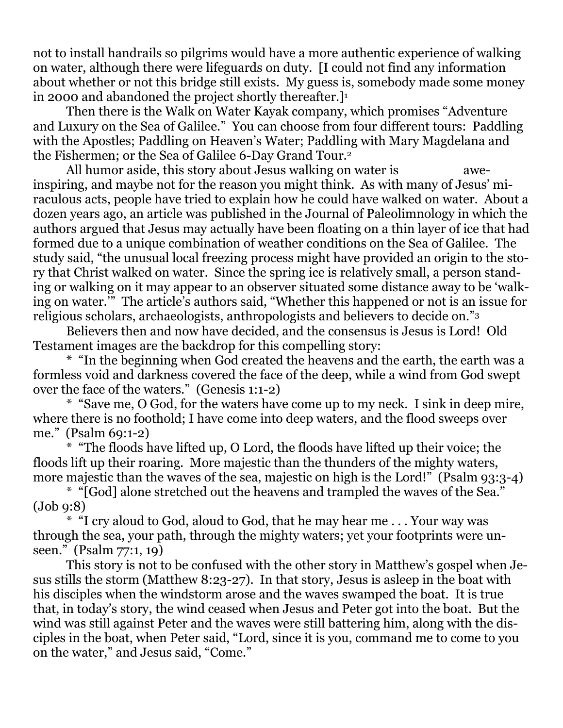not to install handrails so pilgrims would have a more authentic experience of walking on water, although there were lifeguards on duty. [I could not find any information about whether or not this bridge still exists. My guess is, somebody made some money in 2000 and abandoned the project shortly thereafter.][1]

Then there is the Walk on Water Kayak company, which promises "Adventure and Luxury on the Sea of Galilee." You can choose from four different tours: Paddling with the Apostles; Paddling on Heaven's Water; Paddling with Mary Magdelana and the Fishermen; or the Sea of Galilee 6-Day Grand Tour.[2]

All humor aside, this story about Jesus walking on water is awe-inspiring, and maybe not for the reason you might think. As with many of Jesus' miraculous acts, people have tried to explain how he could have walked on water. About a dozen years ago, an article was published in the Journal of Paleolimnology in which the authors argued that Jesus may actually have been floating on a thin layer of ice that had formed due to a unique combination of weather conditions on the Sea of Galilee. The study said, "the unusual local freezing process might have provided an origin to the story that Christ walked on water. Since the spring ice is relatively small, a person standing or walking on it may appear to an observer situated some distance away to be 'walking on water.'" The article's authors said, "Whether this happened or not is an issue for religious scholars, archaeologists, anthropologists and believers to decide on."[3]

Believers then and now have decided, and the consensus is Jesus is Lord! Old Testament images are the backdrop for this compelling story:

\* "In the beginning when God created the heavens and the earth, the earth was a formless void and darkness covered the face of the deep, while a wind from God swept over the face of the waters." (Genesis 1:1-2)

\* "Save me, O God, for the waters have come up to my neck. I sink in deep mire, where there is no foothold; I have come into deep waters, and the flood sweeps over me." (Psalm 69:1-2)

\* "The floods have lifted up, O Lord, the floods have lifted up their voice; the floods lift up their roaring. More majestic than the thunders of the mighty waters, more majestic than the waves of the sea, majestic on high is the Lord!" (Psalm 93:3-4)

\* "[God] alone stretched out the heavens and trampled the waves of the Sea." (Job 9:8)

\* "I cry aloud to God, aloud to God, that he may hear me . . . Your way was through the sea, your path, through the mighty waters; yet your footprints were unseen." (Psalm 77:1, 19)

This story is not to be confused with the other story in Matthew's gospel when Jesus stills the storm (Matthew 8:23-27). In that story, Jesus is asleep in the boat with his disciples when the windstorm arose and the waves swamped the boat. It is true that, in today's story, the wind ceased when Jesus and Peter got into the boat. But the wind was still against Peter and the waves were still battering him, along with the disciples in the boat, when Peter said, "Lord, since it is you, command me to come to you on the water," and Jesus said, "Come."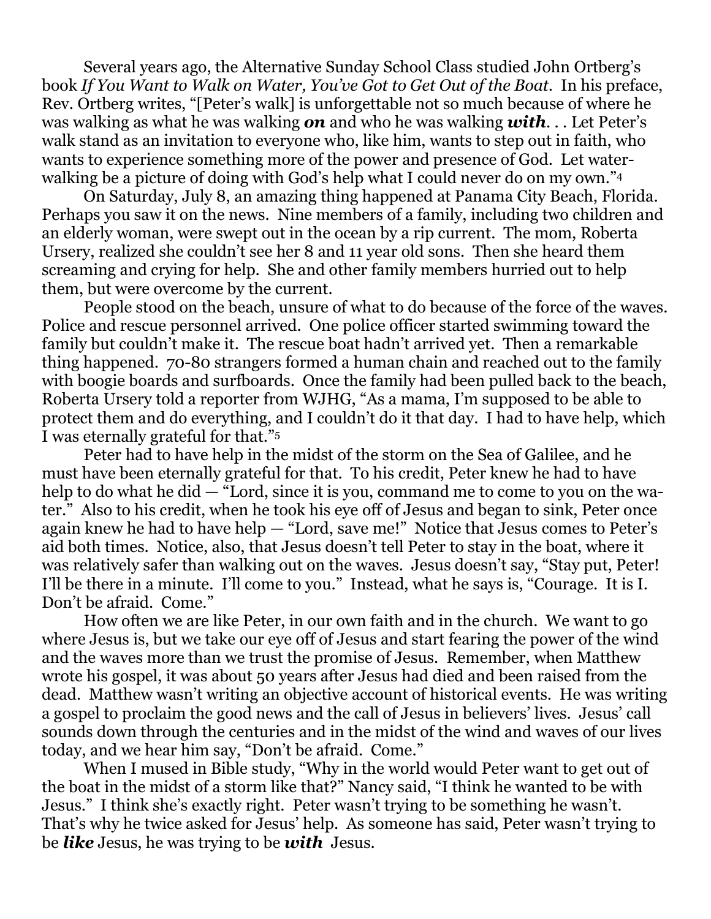Several years ago, the Alternative Sunday School Class studied John Ortberg's book *If You Want to Walk on Water, You've Got to Get Out of the Boat*. In his preface, Rev. Ortberg writes, "[Peter's walk] is unforgettable not so much because of where he was walking as what he was walking ***on*** and who he was walking ***with***. . . Let Peter's walk stand as an invitation to everyone who, like him, wants to step out in faith, who wants to experience something more of the power and presence of God. Let water-walking be a picture of doing with God's help what I could never do on my own."[4]

On Saturday, July 8, an amazing thing happened at Panama City Beach, Florida. Perhaps you saw it on the news. Nine members of a family, including two children and an elderly woman, were swept out in the ocean by a rip current. The mom, Roberta Ursery, realized she couldn't see her 8 and 11 year old sons. Then she heard them screaming and crying for help. She and other family members hurried out to help them, but were overcome by the current.

People stood on the beach, unsure of what to do because of the force of the waves. Police and rescue personnel arrived. One police officer started swimming toward the family but couldn't make it. The rescue boat hadn't arrived yet. Then a remarkable thing happened. 70-80 strangers formed a human chain and reached out to the family with boogie boards and surfboards. Once the family had been pulled back to the beach, Roberta Ursery told a reporter from WJHG, "As a mama, I'm supposed to be able to protect them and do everything, and I couldn't do it that day. I had to have help, which I was eternally grateful for that."[5]

Peter had to have help in the midst of the storm on the Sea of Galilee, and he must have been eternally grateful for that. To his credit, Peter knew he had to have help to do what he did — "Lord, since it is you, command me to come to you on the water." Also to his credit, when he took his eye off of Jesus and began to sink, Peter once again knew he had to have help — "Lord, save me!" Notice that Jesus comes to Peter's aid both times. Notice, also, that Jesus doesn't tell Peter to stay in the boat, where it was relatively safer than walking out on the waves. Jesus doesn't say, "Stay put, Peter! I'll be there in a minute. I'll come to you." Instead, what he says is, "Courage. It is I. Don't be afraid. Come."

How often we are like Peter, in our own faith and in the church. We want to go where Jesus is, but we take our eye off of Jesus and start fearing the power of the wind and the waves more than we trust the promise of Jesus. Remember, when Matthew wrote his gospel, it was about 50 years after Jesus had died and been raised from the dead. Matthew wasn't writing an objective account of historical events. He was writing a gospel to proclaim the good news and the call of Jesus in believers' lives. Jesus' call sounds down through the centuries and in the midst of the wind and waves of our lives today, and we hear him say, "Don't be afraid. Come."

When I mused in Bible study, "Why in the world would Peter want to get out of the boat in the midst of a storm like that?" Nancy said, "I think he wanted to be with Jesus." I think she's exactly right. Peter wasn't trying to be something he wasn't. That's why he twice asked for Jesus' help. As someone has said, Peter wasn't trying to be ***like*** Jesus, he was trying to be ***with*** Jesus.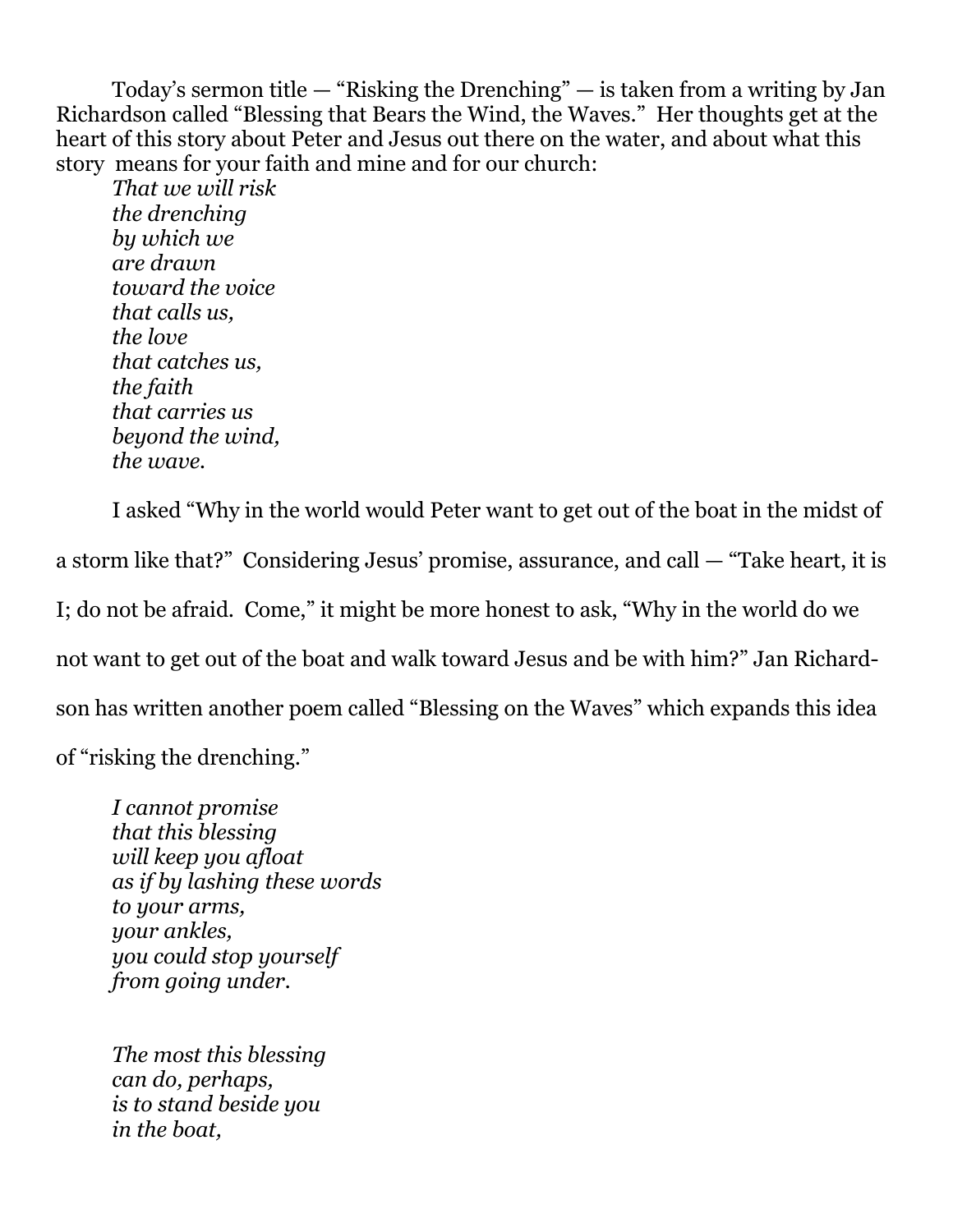Today's sermon title — "Risking the Drenching" — is taken from a writing by Jan Richardson called "Blessing that Bears the Wind, the Waves." Her thoughts get at the heart of this story about Peter and Jesus out there on the water, and about what this story means for your faith and mine and for our church:

*That we will risk*
*the drenching*
*by which we*
*are drawn*
*toward the voice*
*that calls us,*
*the love*
*that catches us,*
*the faith*
*that carries us*
*beyond the wind,*
*the wave.*

I asked "Why in the world would Peter want to get out of the boat in the midst of a storm like that?" Considering Jesus' promise, assurance, and call — "Take heart, it is I; do not be afraid. Come," it might be more honest to ask, "Why in the world do we not want to get out of the boat and walk toward Jesus and be with him?" Jan Richardson has written another poem called "Blessing on the Waves" which expands this idea of "risking the drenching."

*I cannot promise*
*that this blessing*
*will keep you afloat*
*as if by lashing these words*
*to your arms,*
*your ankles,*
*you could stop yourself*
*from going under.*

*The most this blessing*
*can do, perhaps,*
*is to stand beside you*
*in the boat,*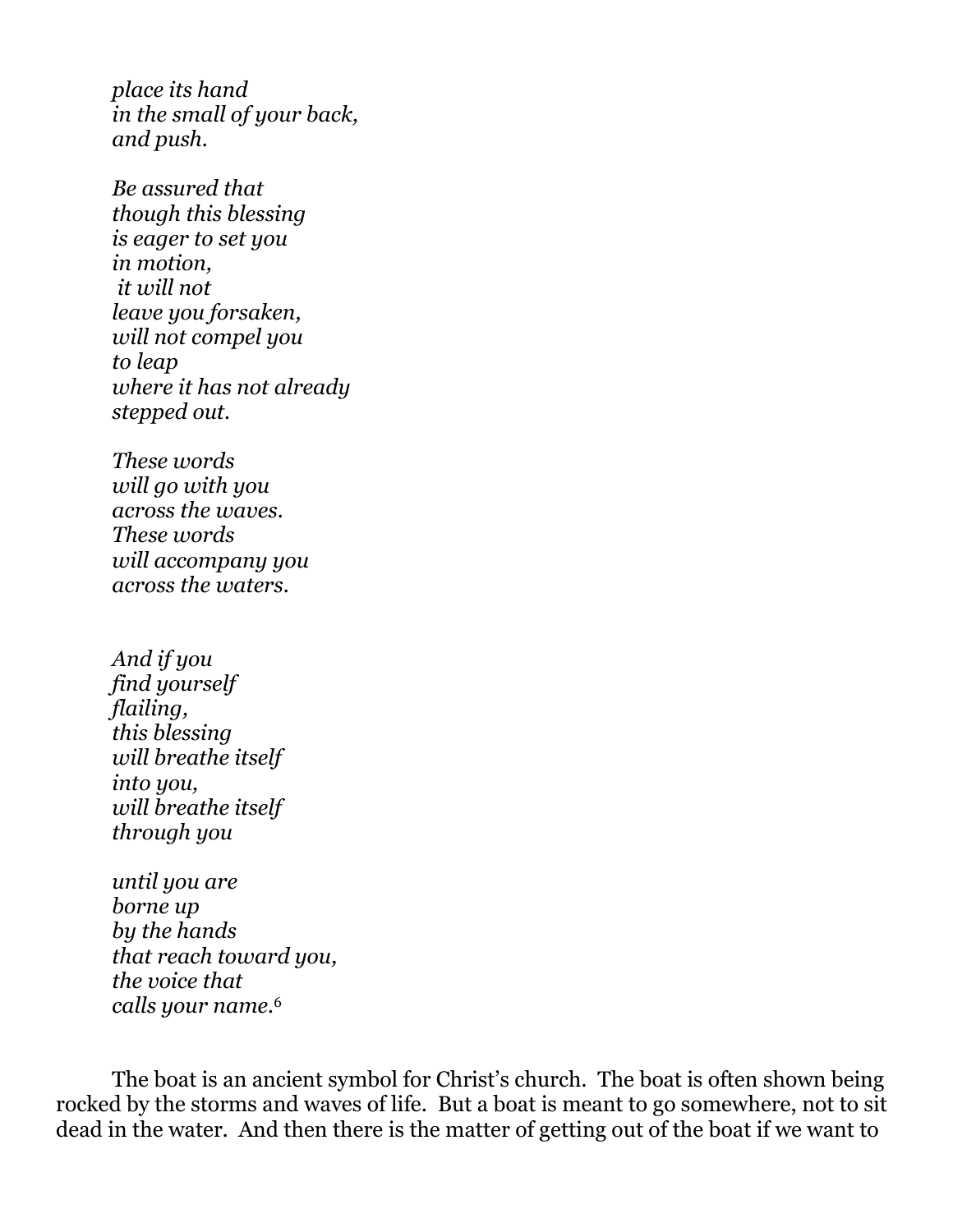*place its hand*
*in the small of your back,*
*and push.*

*Be assured that*
*though this blessing*
*is eager to set you*
*in motion,*
*it will not*
*leave you forsaken,*
*will not compel you*
*to leap*
*where it has not already*
*stepped out.*

*These words*
*will go with you*
*across the waves.*
*These words*
*will accompany you*
*across the waters.*

*And if you*
*find yourself*
*flailing,*
*this blessing*
*will breathe itself*
*into you,*
*will breathe itself*
*through you*

*until you are*
*borne up*
*by the hands*
*that reach toward you,*
*the voice that*
*calls your name.*[6]

The boat is an ancient symbol for Christ's church. The boat is often shown being rocked by the storms and waves of life. But a boat is meant to go somewhere, not to sit dead in the water. And then there is the matter of getting out of the boat if we want to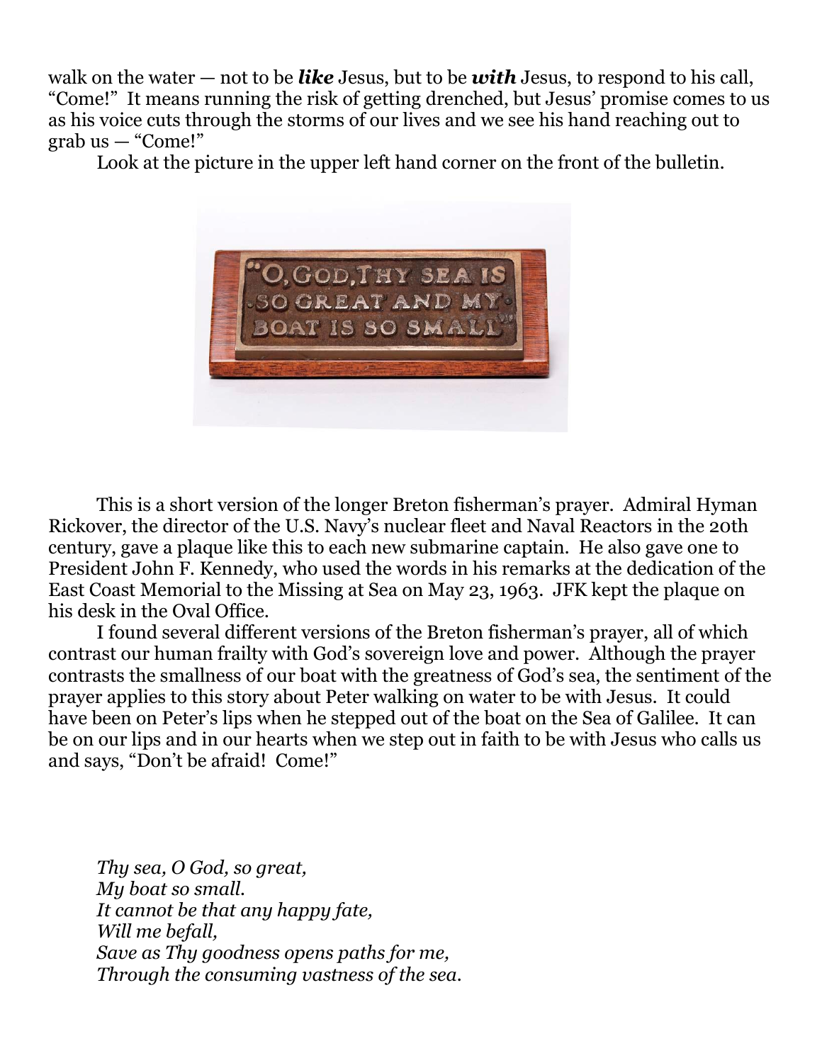walk on the water — not to be ***like*** Jesus, but to be ***with*** Jesus, to respond to his call, "Come!" It means running the risk of getting drenched, but Jesus' promise comes to us as his voice cuts through the storms of our lives and we see his hand reaching out to grab us — "Come!"

Look at the picture in the upper left hand corner on the front of the bulletin.

This is a short version of the longer Breton fisherman's prayer. Admiral Hyman Rickover, the director of the U.S. Navy's nuclear fleet and Naval Reactors in the 20th century, gave a plaque like this to each new submarine captain. He also gave one to President John F. Kennedy, who used the words in his remarks at the dedication of the East Coast Memorial to the Missing at Sea on May 23, 1963. JFK kept the plaque on his desk in the Oval Office.

I found several different versions of the Breton fisherman's prayer, all of which contrast our human frailty with God's sovereign love and power. Although the prayer contrasts the smallness of our boat with the greatness of God's sea, the sentiment of the prayer applies to this story about Peter walking on water to be with Jesus. It could have been on Peter's lips when he stepped out of the boat on the Sea of Galilee. It can be on our lips and in our hearts when we step out in faith to be with Jesus who calls us and says, "Don't be afraid! Come!"

*Thy sea, O God, so great,*
*My boat so small.*
*It cannot be that any happy fate,*
*Will me befall,*
*Save as Thy goodness opens paths for me,*
*Through the consuming vastness of the sea.*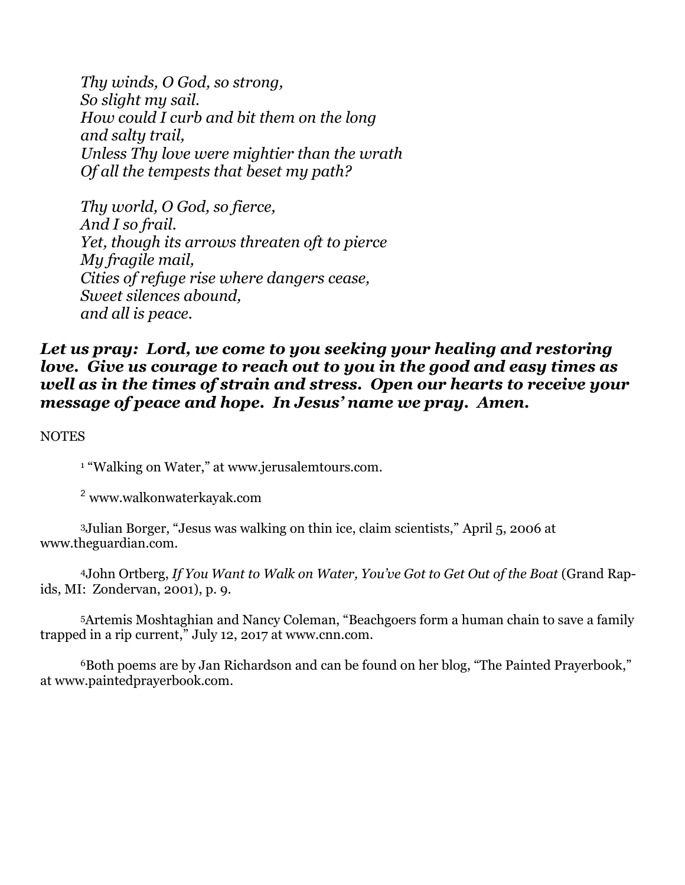*Thy winds, O God, so strong,*
*So slight my sail.*
*How could I curb and bit them on the long*
*and salty trail,*
*Unless Thy love were mightier than the wrath*
*Of all the tempests that beset my path?*

*Thy world, O God, so fierce,*
*And I so frail.*
*Yet, though its arrows threaten oft to pierce*
*My fragile mail,*
*Cities of refuge rise where dangers cease,*
*Sweet silences abound,*
*and all is peace.*

***Let us pray: Lord, we come to you seeking your healing and restoring love. Give us courage to reach out to you in the good and easy times as well as in the times of strain and stress. Open our hearts to receive your message of peace and hope. In Jesus' name we pray. Amen.***

NOTES

[1] "Walking on Water," at www.jerusalemtours.com.

[2] www.walkonwaterkayak.com

[3] Julian Borger, "Jesus was walking on thin ice, claim scientists," April 5, 2006 at www.theguardian.com.

[4] John Ortberg, *If You Want to Walk on Water, You've Got to Get Out of the Boat* (Grand Rapids, MI: Zondervan, 2001), p. 9.

[5] Artemis Moshtaghian and Nancy Coleman, "Beachgoers form a human chain to save a family trapped in a rip current," July 12, 2017 at www.cnn.com.

[6] Both poems are by Jan Richardson and can be found on her blog, "The Painted Prayerbook," at www.paintedprayerbook.com.